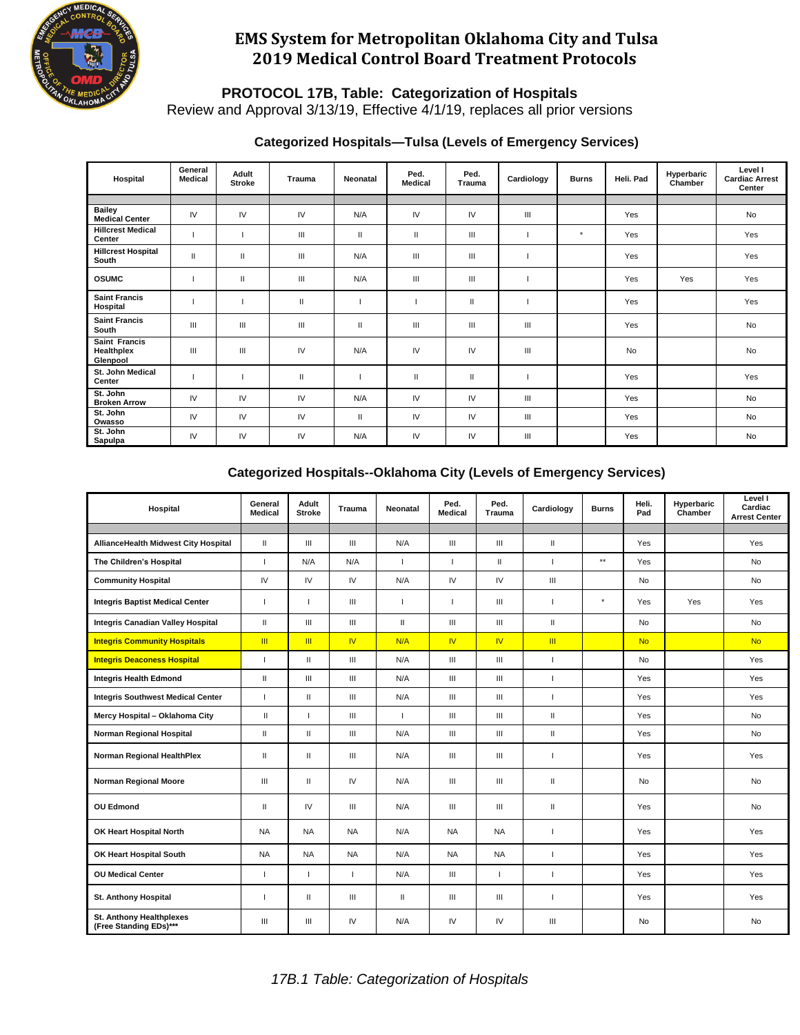# EMS System for Metropolitan Oklahoma City and Tulsa
# 2019 Medical Control Board Treatment Protocols

## PROTOCOL 17B, Table: Categorization of Hospitals

Review and Approval 3/13/19, Effective 4/1/19, replaces all prior versions

### Categorized Hospitals—Tulsa (Levels of Emergency Services)

| Hospital | General Medical | Adult Stroke | Trauma | Neonatal | Ped. Medical | Ped. Trauma | Cardiology | Burns | Heli. Pad | Hyperbaric Chamber | Level I Cardiac Arrest Center |
|---|---|---|---|---|---|---|---|---|---|---|---|
| Bailey Medical Center | IV | IV | IV | N/A | IV | IV | III | | Yes | | No |
| Hillcrest Medical Center | I | I | III | II | II | III | I | * | Yes | | Yes |
| Hillcrest Hospital South | II | II | III | N/A | III | III | I | | Yes | | Yes |
| OSUMC | I | II | III | N/A | III | III | I | | Yes | Yes | Yes |
| Saint Francis Hospital | I | I | II | I | I | II | I | | Yes | | Yes |
| Saint Francis South | III | III | III | II | III | III | III | | Yes | | No |
| Saint Francis Healthplex Glenpool | III | III | IV | N/A | IV | IV | III | | No | | No |
| St. John Medical Center | I | I | II | I | II | II | I | | Yes | | Yes |
| St. John Broken Arrow | IV | IV | IV | N/A | IV | IV | III | | Yes | | No |
| St. John Owasso | IV | IV | IV | II | IV | IV | III | | Yes | | No |
| St. John Sapulpa | IV | IV | IV | N/A | IV | IV | III | | Yes | | No |

### Categorized Hospitals--Oklahoma City (Levels of Emergency Services)

| Hospital | General Medical | Adult Stroke | Trauma | Neonatal | Ped. Medical | Ped. Trauma | Cardiology | Burns | Heli. Pad | Hyperbaric Chamber | Level I Cardiac Arrest Center |
|---|---|---|---|---|---|---|---|---|---|---|---|
| AllianceHealth Midwest City Hospital | II | III | III | N/A | III | III | II | | Yes | | Yes |
| The Children's Hospital | I | N/A | N/A | I | I | II | I | ** | Yes | | No |
| Community Hospital | IV | IV | IV | N/A | IV | IV | III | | No | | No |
| Integris Baptist Medical Center | I | I | III | I | I | III | I | * | Yes | Yes | Yes |
| Integris Canadian Valley Hospital | II | III | III | II | III | III | II | | No | | No |
| Integris Community Hospitals | III | III | IV | N/A | IV | IV | III | | No | | No |
| Integris Deaconess Hospital | I | II | III | N/A | III | III | I | | No | | Yes |
| Integris Health Edmond | II | III | III | N/A | III | III | I | | Yes | | Yes |
| Integris Southwest Medical Center | I | II | III | N/A | III | III | I | | Yes | | Yes |
| Mercy Hospital – Oklahoma City | II | I | III | I | III | III | II | | Yes | | No |
| Norman Regional Hospital | II | II | III | N/A | III | III | II | | Yes | | No |
| Norman Regional HealthPlex | II | II | III | N/A | III | III | I | | Yes | | Yes |
| Norman Regional Moore | III | II | IV | N/A | III | III | II | | No | | No |
| OU Edmond | II | IV | III | N/A | III | III | II | | Yes | | No |
| OK Heart Hospital North | NA | NA | NA | N/A | NA | NA | I | | Yes | | Yes |
| OK Heart Hospital South | NA | NA | NA | N/A | NA | NA | I | | Yes | | Yes |
| OU Medical Center | I | I | I | N/A | III | I | I | | Yes | | Yes |
| St. Anthony Hospital | I | II | III | II | III | III | I | | Yes | | Yes |
| St. Anthony Healthplexes (Free Standing EDs)*** | III | III | IV | N/A | IV | IV | III | | No | | No |

*17B.1 Table: Categorization of Hospitals*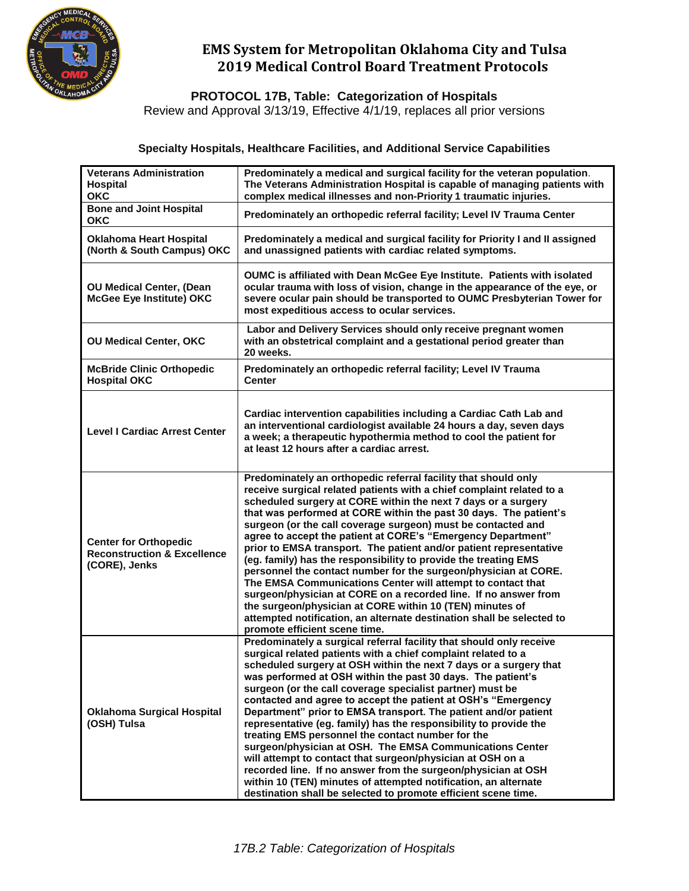# EMS System for Metropolitan Oklahoma City and Tulsa
# 2019 Medical Control Board Treatment Protocols

## PROTOCOL 17B, Table: Categorization of Hospitals

Review and Approval 3/13/19, Effective 4/1/19, replaces all prior versions

### Specialty Hospitals, Healthcare Facilities, and Additional Service Capabilities

| | |
|---|---|
| **Veterans Administration Hospital OKC** | **Predominately a medical and surgical facility for the veteran population. The Veterans Administration Hospital is capable of managing patients with complex medical illnesses and non-Priority 1 traumatic injuries.** |
| **Bone and Joint Hospital OKC** | **Predominately an orthopedic referral facility; Level IV Trauma Center** |
| **Oklahoma Heart Hospital (North & South Campus) OKC** | **Predominately a medical and surgical facility for Priority I and II assigned and unassigned patients with cardiac related symptoms.** |
| **OU Medical Center, (Dean McGee Eye Institute) OKC** | **OUMC is affiliated with Dean McGee Eye Institute. Patients with isolated ocular trauma with loss of vision, change in the appearance of the eye, or severe ocular pain should be transported to OUMC Presbyterian Tower for most expeditious access to ocular services.** |
| **OU Medical Center, OKC** | **Labor and Delivery Services should only receive pregnant women with an obstetrical complaint and a gestational period greater than 20 weeks.** |
| **McBride Clinic Orthopedic Hospital OKC** | **Predominately an orthopedic referral facility; Level IV Trauma Center** |
| **Level I Cardiac Arrest Center** | **Cardiac intervention capabilities including a Cardiac Cath Lab and an interventional cardiologist available 24 hours a day, seven days a week; a therapeutic hypothermia method to cool the patient for at least 12 hours after a cardiac arrest.** |
| **Center for Orthopedic Reconstruction & Excellence (CORE), Jenks** | **Predominately an orthopedic referral facility that should only receive surgical related patients with a chief complaint related to a scheduled surgery at CORE within the next 7 days or a surgery that was performed at CORE within the past 30 days. The patient's surgeon (or the call coverage surgeon) must be contacted and agree to accept the patient at CORE's "Emergency Department" prior to EMSA transport. The patient and/or patient representative (eg. family) has the responsibility to provide the treating EMS personnel the contact number for the surgeon/physician at CORE. The EMSA Communications Center will attempt to contact that surgeon/physician at CORE on a recorded line. If no answer from the surgeon/physician at CORE within 10 (TEN) minutes of attempted notification, an alternate destination shall be selected to promote efficient scene time.** |
| **Oklahoma Surgical Hospital (OSH) Tulsa** | **Predominately a surgical referral facility that should only receive surgical related patients with a chief complaint related to a scheduled surgery at OSH within the next 7 days or a surgery that was performed at OSH within the past 30 days. The patient's surgeon (or the call coverage specialist partner) must be contacted and agree to accept the patient at OSH's "Emergency Department" prior to EMSA transport. The patient and/or patient representative (eg. family) has the responsibility to provide the treating EMS personnel the contact number for the surgeon/physician at OSH. The EMSA Communications Center will attempt to contact that surgeon/physician at OSH on a recorded line. If no answer from the surgeon/physician at OSH within 10 (TEN) minutes of attempted notification, an alternate destination shall be selected to promote efficient scene time.** |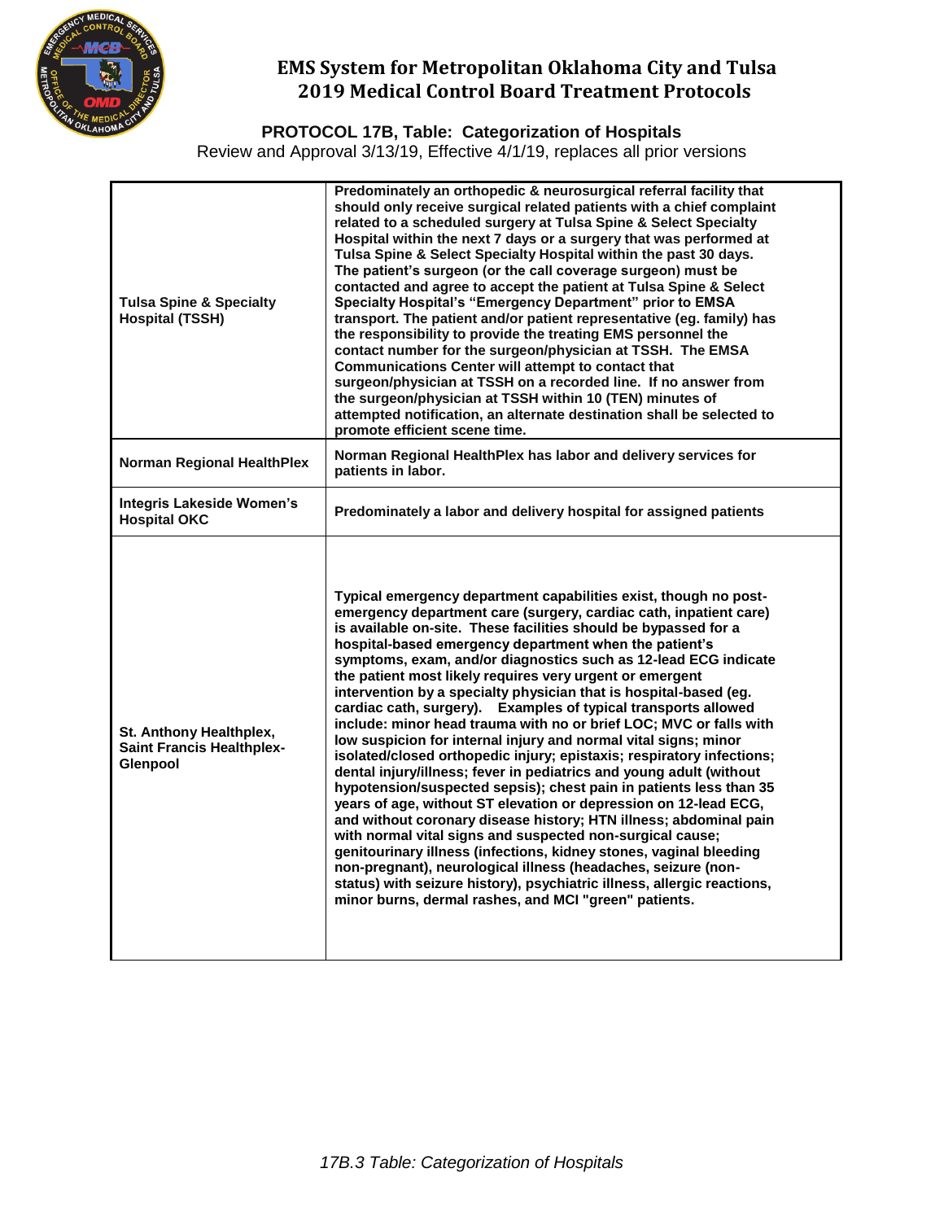# EMS System for Metropolitan Oklahoma City and Tulsa
# 2019 Medical Control Board Treatment Protocols

## PROTOCOL 17B, Table: Categorization of Hospitals

Review and Approval 3/13/19, Effective 4/1/19, replaces all prior versions

| | |
|---|---|
| **Tulsa Spine & Specialty Hospital (TSSH)** | **Predominately an orthopedic & neurosurgical referral facility that should only receive surgical related patients with a chief complaint related to a scheduled surgery at Tulsa Spine & Select Specialty Hospital within the next 7 days or a surgery that was performed at Tulsa Spine & Select Specialty Hospital within the past 30 days. The patient's surgeon (or the call coverage surgeon) must be contacted and agree to accept the patient at Tulsa Spine & Select Specialty Hospital's "Emergency Department" prior to EMSA transport. The patient and/or patient representative (eg. family) has the responsibility to provide the treating EMS personnel the contact number for the surgeon/physician at TSSH. The EMSA Communications Center will attempt to contact that surgeon/physician at TSSH on a recorded line. If no answer from the surgeon/physician at TSSH within 10 (TEN) minutes of attempted notification, an alternate destination shall be selected to promote efficient scene time.** |
| **Norman Regional HealthPlex** | **Norman Regional HealthPlex has labor and delivery services for patients in labor.** |
| **Integris Lakeside Women's Hospital OKC** | **Predominately a labor and delivery hospital for assigned patients** |
| **St. Anthony Healthplex, Saint Francis Healthplex-Glenpool** | **Typical emergency department capabilities exist, though no post-emergency department care (surgery, cardiac cath, inpatient care) is available on-site. These facilities should be bypassed for a hospital-based emergency department when the patient's symptoms, exam, and/or diagnostics such as 12-lead ECG indicate the patient most likely requires very urgent or emergent intervention by a specialty physician that is hospital-based (eg. cardiac cath, surgery). Examples of typical transports allowed include: minor head trauma with no or brief LOC; MVC or falls with low suspicion for internal injury and normal vital signs; minor isolated/closed orthopedic injury; epistaxis; respiratory infections; dental injury/illness; fever in pediatrics and young adult (without hypotension/suspected sepsis); chest pain in patients less than 35 years of age, without ST elevation or depression on 12-lead ECG, and without coronary disease history; HTN illness; abdominal pain with normal vital signs and suspected non-surgical cause; genitourinary illness (infections, kidney stones, vaginal bleeding non-pregnant), neurological illness (headaches, seizure (non-status) with seizure history), psychiatric illness, allergic reactions, minor burns, dermal rashes, and MCI "green" patients.** |

*17B.3 Table: Categorization of Hospitals*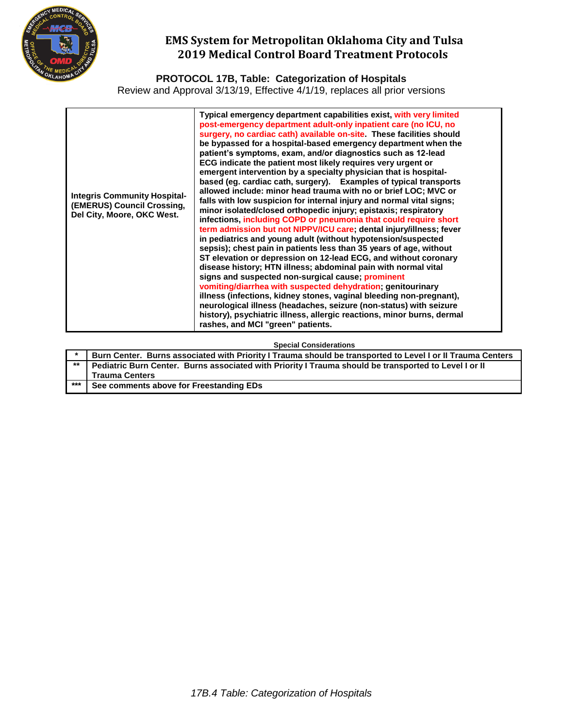# EMS System for Metropolitan Oklahoma City and Tulsa
# 2019 Medical Control Board Treatment Protocols

## PROTOCOL 17B, Table: Categorization of Hospitals

Review and Approval 3/13/19, Effective 4/1/19, replaces all prior versions

| | |
|---|---|
| **Integris Community Hospital-(EMERUS) Council Crossing, Del City, Moore, OKC West.** | **Typical emergency department capabilities exist, with very limited post-emergency department adult-only inpatient care (no ICU, no surgery, no cardiac cath) available on-site. These facilities should be bypassed for a hospital-based emergency department when the patient's symptoms, exam, and/or diagnostics such as 12-lead ECG indicate the patient most likely requires very urgent or emergent intervention by a specialty physician that is hospital-based (eg. cardiac cath, surgery). Examples of typical transports allowed include: minor head trauma with no or brief LOC; MVC or falls with low suspicion for internal injury and normal vital signs; minor isolated/closed orthopedic injury; epistaxis; respiratory infections, including COPD or pneumonia that could require short term admission but not NIPPV/ICU care; dental injury/illness; fever in pediatrics and young adult (without hypotension/suspected sepsis); chest pain in patients less than 35 years of age, without ST elevation or depression on 12-lead ECG, and without coronary disease history; HTN illness; abdominal pain with normal vital signs and suspected non-surgical cause; prominent vomiting/diarrhea with suspected dehydration; genitourinary illness (infections, kidney stones, vaginal bleeding non-pregnant), neurological illness (headaches, seizure (non-status) with seizure history), psychiatric illness, allergic reactions, minor burns, dermal rashes, and MCI "green" patients.** |

**Special Considerations**

| | |
|---|---|
| * | **Burn Center. Burns associated with Priority I Trauma should be transported to Level I or II Trauma Centers** |
| ** | **Pediatric Burn Center. Burns associated with Priority I Trauma should be transported to Level I or II Trauma Centers** |
| *** | **See comments above for Freestanding EDs** |

*17B.4 Table: Categorization of Hospitals*